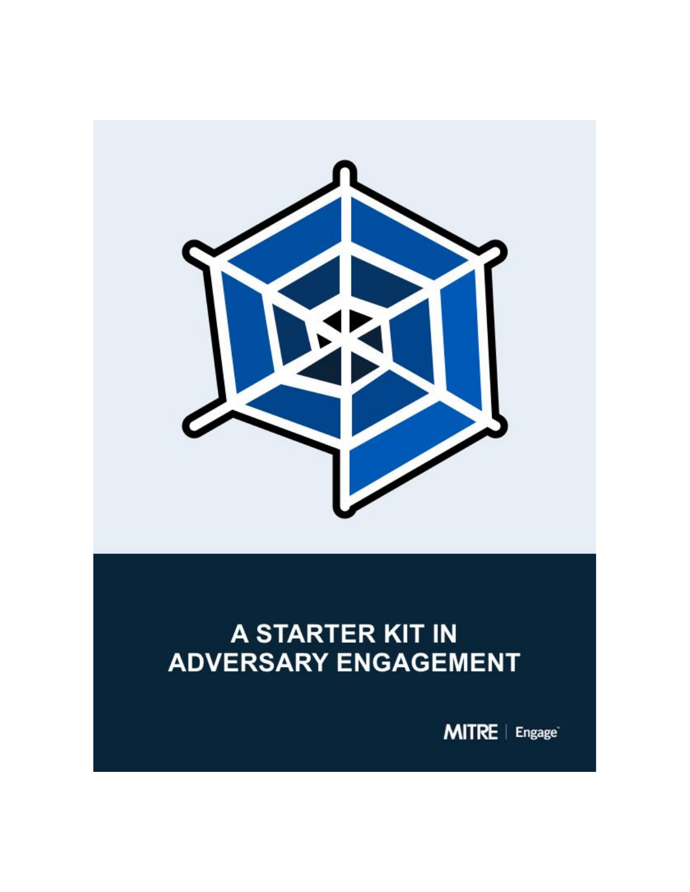# A STARTER KIT IN ADVERSARY ENGAGEMENT

MITRE | Engage™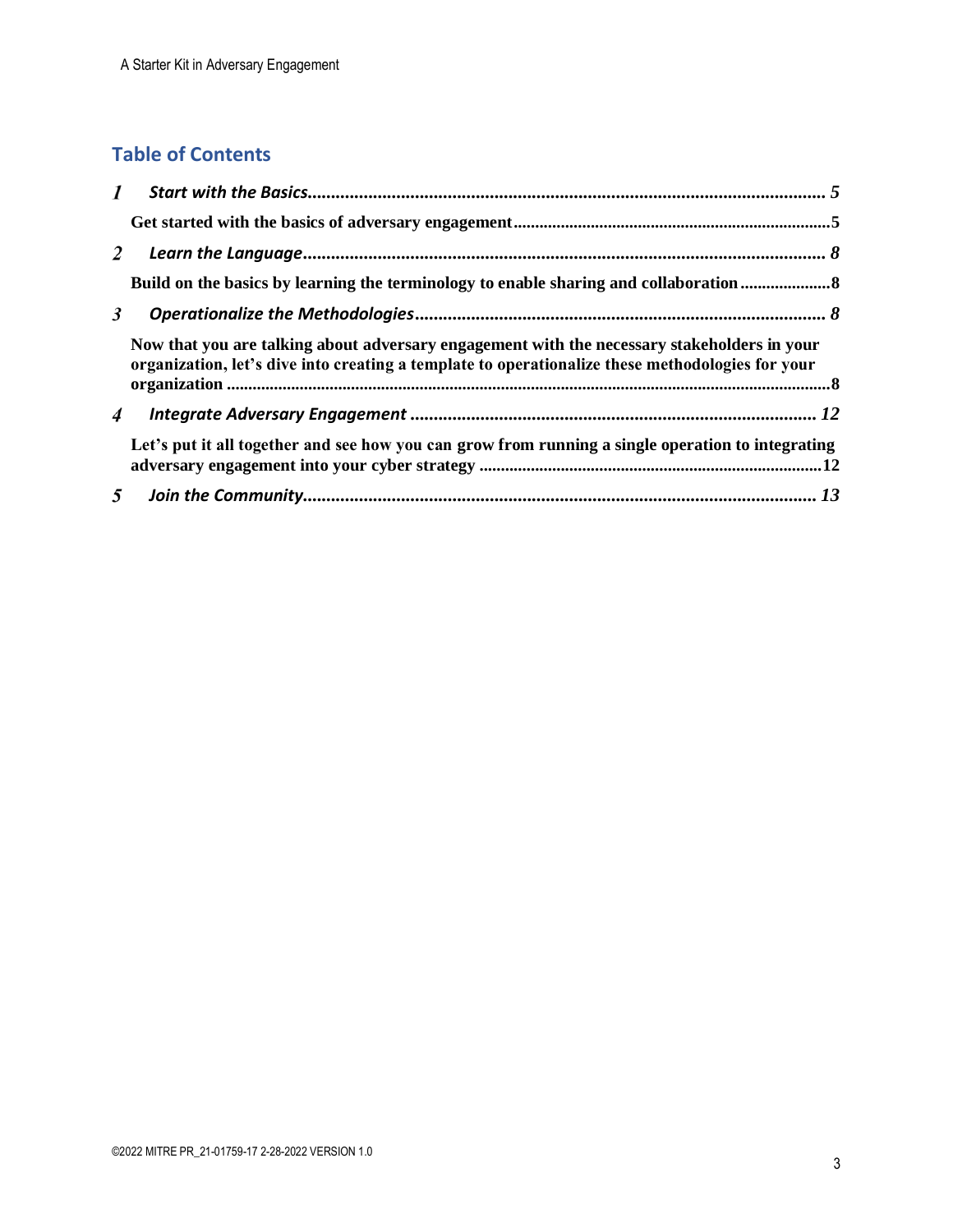## Table of Contents

*1 Start with the Basics* ........ *5*

**Get started with the basics of adversary engagement** ........ **5**

*2 Learn the Language* ........ *8*

**Build on the basics by learning the terminology to enable sharing and collaboration** ........ **8**

*3 Operationalize the Methodologies* ........ *8*

**Now that you are talking about adversary engagement with the necessary stakeholders in your organization, let's dive into creating a template to operationalize these methodologies for your organization** ........ **8**

*4 Integrate Adversary Engagement* ........ *12*

**Let's put it all together and see how you can grow from running a single operation to integrating adversary engagement into your cyber strategy** ........ **12**

*5 Join the Community* ........ *13*

©2022 MITRE PR_21-01759-17 2-28-2022 VERSION 1.0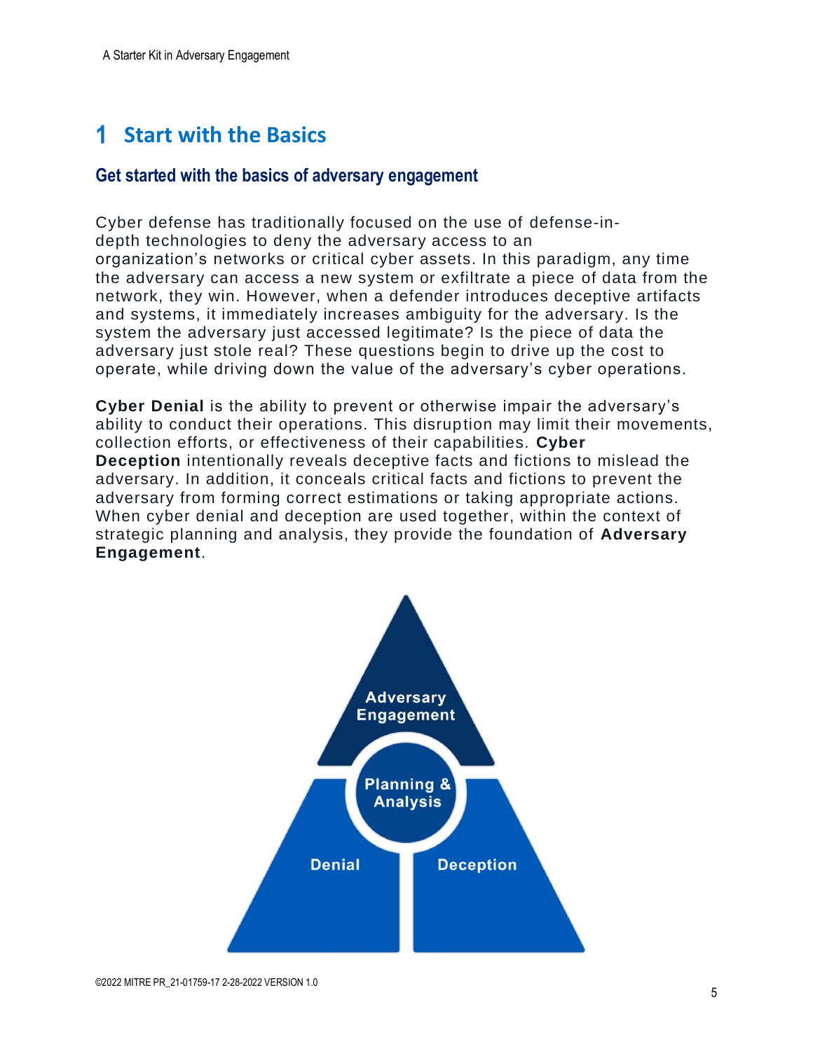# 1 Start with the Basics

## Get started with the basics of adversary engagement

Cyber defense has traditionally focused on the use of defense-in-depth technologies to deny the adversary access to an organization's networks or critical cyber assets. In this paradigm, any time the adversary can access a new system or exfiltrate a piece of data from the network, they win. However, when a defender introduces deceptive artifacts and systems, it immediately increases ambiguity for the adversary. Is the system the adversary just accessed legitimate? Is the piece of data the adversary just stole real? These questions begin to drive up the cost to operate, while driving down the value of the adversary's cyber operations.

**Cyber Denial** is the ability to prevent or otherwise impair the adversary's ability to conduct their operations. This disruption may limit their movements, collection efforts, or effectiveness of their capabilities. **Cyber Deception** intentionally reveals deceptive facts and fictions to mislead the adversary. In addition, it conceals critical facts and fictions to prevent the adversary from forming correct estimations or taking appropriate actions. When cyber denial and deception are used together, within the context of strategic planning and analysis, they provide the foundation of **Adversary Engagement**.

Adversary Engagement

Planning & Analysis

Denial

Deception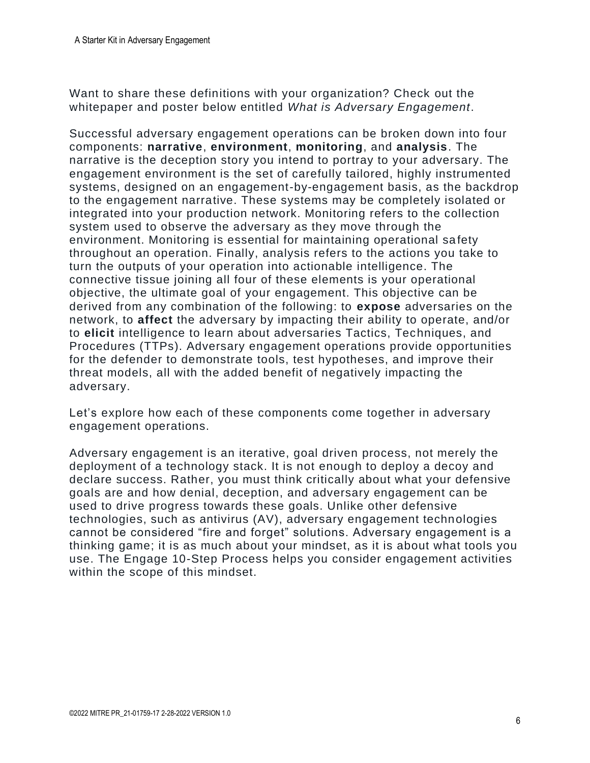Want to share these definitions with your organization? Check out the whitepaper and poster below entitled *What is Adversary Engagement*.

Successful adversary engagement operations can be broken down into four components: **narrative**, **environment**, **monitoring**, and **analysis**. The narrative is the deception story you intend to portray to your adversary. The engagement environment is the set of carefully tailored, highly instrumented systems, designed on an engagement-by-engagement basis, as the backdrop to the engagement narrative. These systems may be completely isolated or integrated into your production network. Monitoring refers to the collection system used to observe the adversary as they move through the environment. Monitoring is essential for maintaining operational safety throughout an operation. Finally, analysis refers to the actions you take to turn the outputs of your operation into actionable intelligence. The connective tissue joining all four of these elements is your operational objective, the ultimate goal of your engagement. This objective can be derived from any combination of the following: to **expose** adversaries on the network, to **affect** the adversary by impacting their ability to operate, and/or to **elicit** intelligence to learn about adversaries Tactics, Techniques, and Procedures (TTPs). Adversary engagement operations provide opportunities for the defender to demonstrate tools, test hypotheses, and improve their threat models, all with the added benefit of negatively impacting the adversary.

Let's explore how each of these components come together in adversary engagement operations.

Adversary engagement is an iterative, goal driven process, not merely the deployment of a technology stack. It is not enough to deploy a decoy and declare success. Rather, you must think critically about what your defensive goals are and how denial, deception, and adversary engagement can be used to drive progress towards these goals. Unlike other defensive technologies, such as antivirus (AV), adversary engagement technologies cannot be considered "fire and forget" solutions. Adversary engagement is a thinking game; it is as much about your mindset, as it is about what tools you use. The Engage 10-Step Process helps you consider engagement activities within the scope of this mindset.

©2022 MITRE PR_21-01759-17 2-28-2022 VERSION 1.0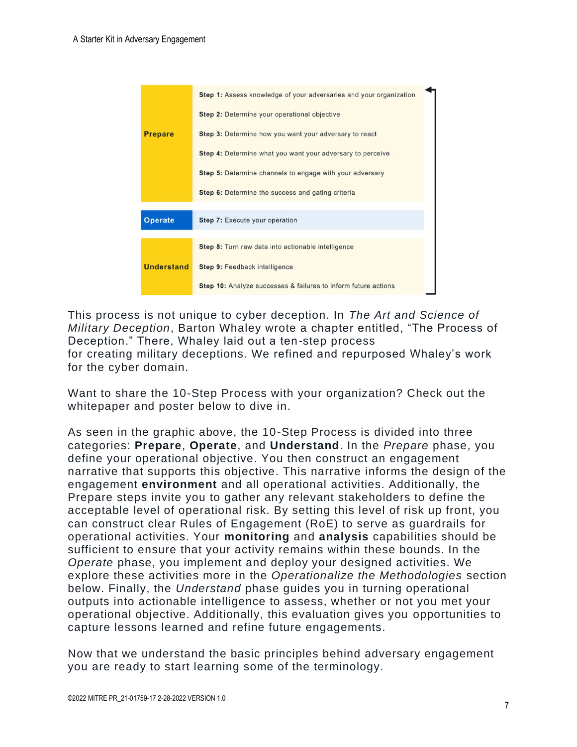| Phase | Steps |
|---|---|
| **Prepare** | **Step 1:** Assess knowledge of your adversaries and your organization |
| | **Step 2:** Determine your operational objective |
| | **Step 3:** Determine how you want your adversary to react |
| | **Step 4:** Determine what you want your adversary to perceive |
| | **Step 5:** Determine channels to engage with your adversary |
| | **Step 6:** Determine the success and gating criteria |
| **Operate** | **Step 7:** Execute your operation |
| **Understand** | **Step 8:** Turn raw data into actionable intelligence |
| | **Step 9:** Feedback intelligence |
| | **Step 10:** Analyze successes & failures to inform future actions |

This process is not unique to cyber deception. In *The Art and Science of Military Deception*, Barton Whaley wrote a chapter entitled, "The Process of Deception." There, Whaley laid out a ten-step process for creating military deceptions. We refined and repurposed Whaley's work for the cyber domain.

Want to share the 10-Step Process with your organization? Check out the whitepaper and poster below to dive in.

As seen in the graphic above, the 10-Step Process is divided into three categories: **Prepare**, **Operate**, and **Understand**. In the *Prepare* phase, you define your operational objective. You then construct an engagement narrative that supports this objective. This narrative informs the design of the engagement **environment** and all operational activities. Additionally, the Prepare steps invite you to gather any relevant stakeholders to define the acceptable level of operational risk. By setting this level of risk up front, you can construct clear Rules of Engagement (RoE) to serve as guardrails for operational activities. Your **monitoring** and **analysis** capabilities should be sufficient to ensure that your activity remains within these bounds. In the *Operate* phase, you implement and deploy your designed activities. We explore these activities more in the *Operationalize the Methodologies* section below. Finally, the *Understand* phase guides you in turning operational outputs into actionable intelligence to assess, whether or not you met your operational objective. Additionally, this evaluation gives you opportunities to capture lessons learned and refine future engagements.

Now that we understand the basic principles behind adversary engagement you are ready to start learning some of the terminology.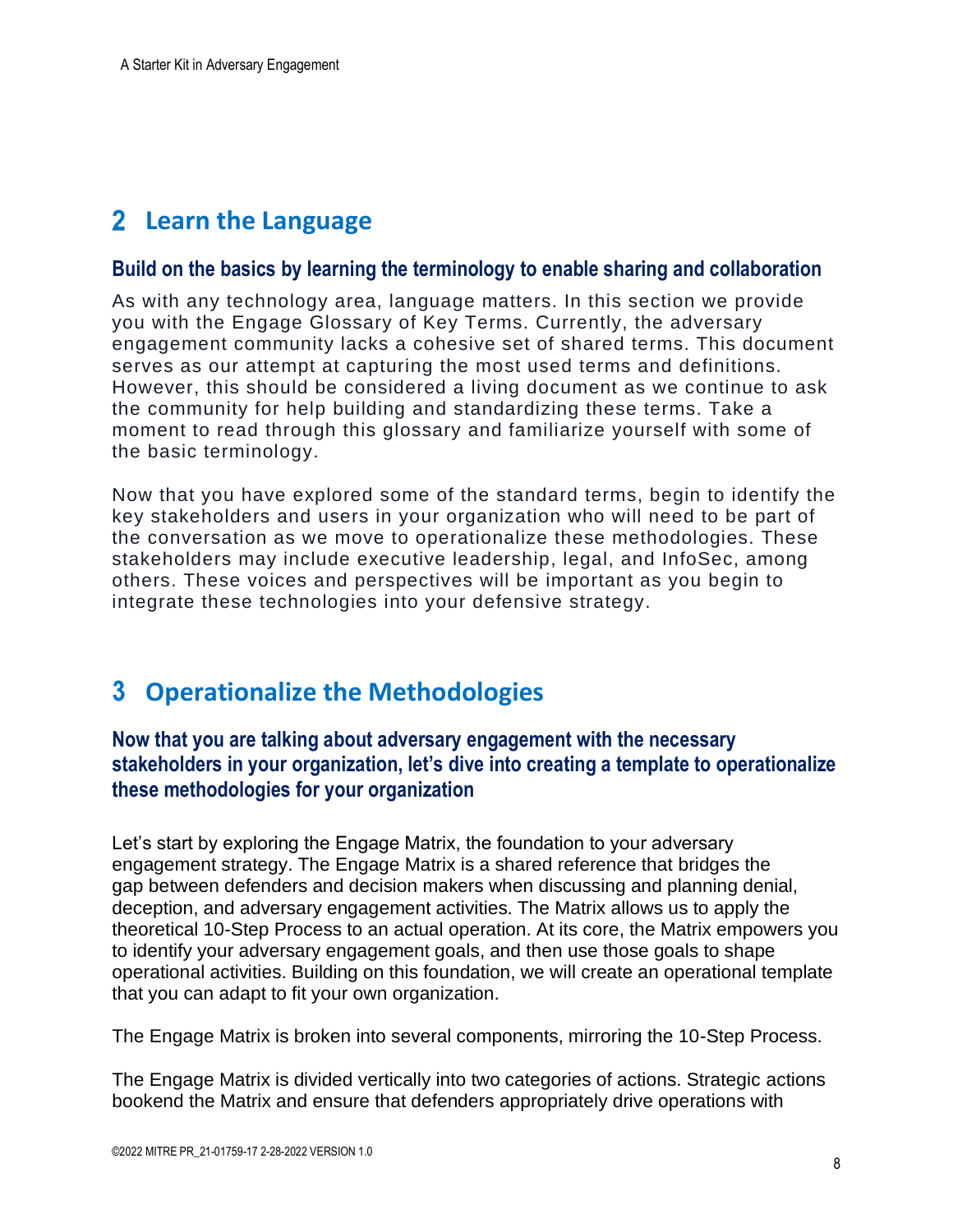## 2 Learn the Language

### Build on the basics by learning the terminology to enable sharing and collaboration

As with any technology area, language matters. In this section we provide you with the Engage Glossary of Key Terms. Currently, the adversary engagement community lacks a cohesive set of shared terms. This document serves as our attempt at capturing the most used terms and definitions. However, this should be considered a living document as we continue to ask the community for help building and standardizing these terms. Take a moment to read through this glossary and familiarize yourself with some of the basic terminology.

Now that you have explored some of the standard terms, begin to identify the key stakeholders and users in your organization who will need to be part of the conversation as we move to operationalize these methodologies. These stakeholders may include executive leadership, legal, and InfoSec, among others. These voices and perspectives will be important as you begin to integrate these technologies into your defensive strategy.

## 3 Operationalize the Methodologies

### Now that you are talking about adversary engagement with the necessary stakeholders in your organization, let's dive into creating a template to operationalize these methodologies for your organization

Let's start by exploring the Engage Matrix, the foundation to your adversary engagement strategy. The Engage Matrix is a shared reference that bridges the gap between defenders and decision makers when discussing and planning denial, deception, and adversary engagement activities. The Matrix allows us to apply the theoretical 10-Step Process to an actual operation. At its core, the Matrix empowers you to identify your adversary engagement goals, and then use those goals to shape operational activities. Building on this foundation, we will create an operational template that you can adapt to fit your own organization.

The Engage Matrix is broken into several components, mirroring the 10-Step Process.

The Engage Matrix is divided vertically into two categories of actions. Strategic actions bookend the Matrix and ensure that defenders appropriately drive operations with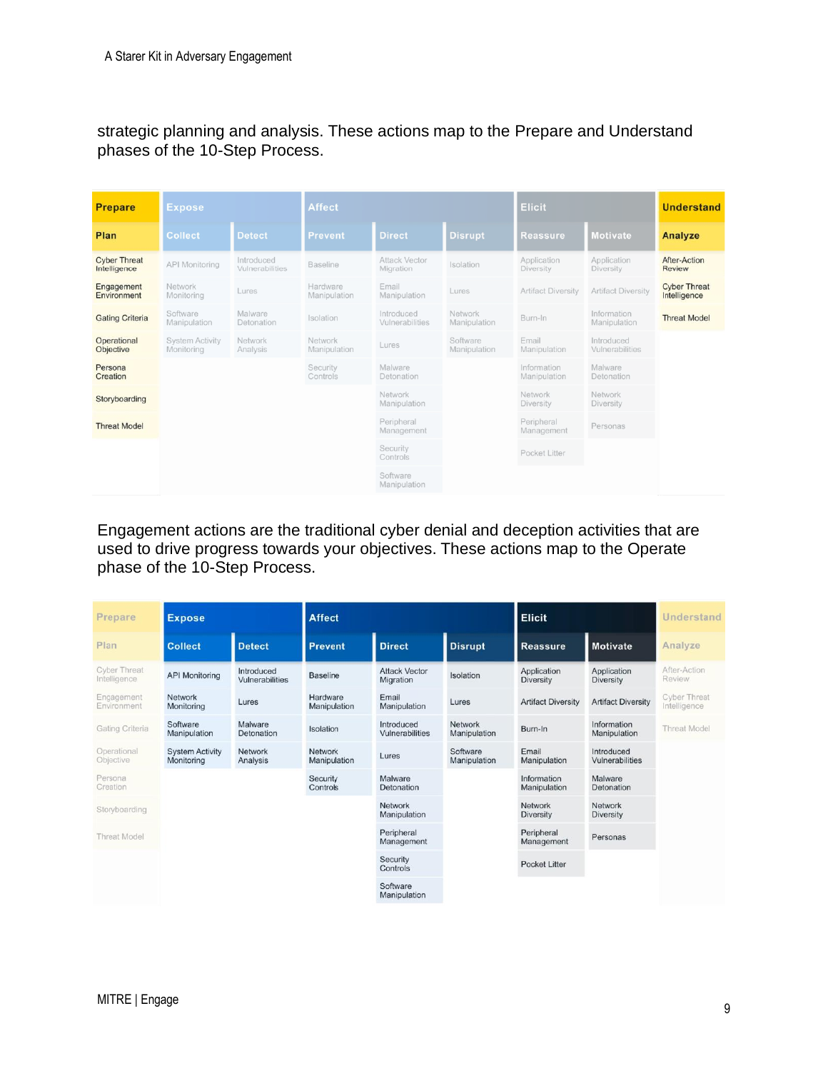strategic planning and analysis. These actions map to the Prepare and Understand phases of the 10-Step Process.

| Prepare | Expose | | Affect | | | Elicit | | Understand |
|---|---|---|---|---|---|---|---|---|
| **Plan** | **Collect** | **Detect** | **Prevent** | **Direct** | **Disrupt** | **Reassure** | **Motivate** | **Analyze** |
| Cyber Threat Intelligence | API Monitoring | Introduced Vulnerabilities | Baseline | Attack Vector Migration | Isolation | Application Diversity | Application Diversity | After-Action Review |
| Engagement Environment | Network Monitoring | Lures | Hardware Manipulation | Email Manipulation | Lures | Artifact Diversity | Artifact Diversity | Cyber Threat Intelligence |
| Gating Criteria | Software Manipulation | Malware Detonation | Isolation | Introduced Vulnerabilities | Network Manipulation | Burn-In | Information Manipulation | Threat Model |
| Operational Objective | System Activity Monitoring | Network Analysis | Network Manipulation | Lures | Software Manipulation | Email Manipulation | Introduced Vulnerabilities | |
| Persona Creation | | | Security Controls | Malware Detonation | | Information Manipulation | Malware Detonation | |
| Storyboarding | | | | Network Manipulation | | Network Diversity | Network Diversity | |
| Threat Model | | | | Peripheral Management | | Peripheral Management | Personas | |
| | | | | Security Controls | | Pocket Litter | | |
| | | | | Software Manipulation | | | | |

Engagement actions are the traditional cyber denial and deception activities that are used to drive progress towards your objectives. These actions map to the Operate phase of the 10-Step Process.

| Prepare | Expose | | Affect | | | Elicit | | Understand |
|---|---|---|---|---|---|---|---|---|
| **Plan** | **Collect** | **Detect** | **Prevent** | **Direct** | **Disrupt** | **Reassure** | **Motivate** | **Analyze** |
| Cyber Threat Intelligence | API Monitoring | Introduced Vulnerabilities | Baseline | Attack Vector Migration | Isolation | Application Diversity | Application Diversity | After-Action Review |
| Engagement Environment | Network Monitoring | Lures | Hardware Manipulation | Email Manipulation | Lures | Artifact Diversity | Artifact Diversity | Cyber Threat Intelligence |
| Gating Criteria | Software Manipulation | Malware Detonation | Isolation | Introduced Vulnerabilities | Network Manipulation | Burn-In | Information Manipulation | Threat Model |
| Operational Objective | System Activity Monitoring | Network Analysis | Network Manipulation | Lures | Software Manipulation | Email Manipulation | Introduced Vulnerabilities | |
| Persona Creation | | | Security Controls | Malware Detonation | | Information Manipulation | Malware Detonation | |
| Storyboarding | | | | Network Manipulation | | Network Diversity | Network Diversity | |
| Threat Model | | | | Peripheral Management | | Peripheral Management | Personas | |
| | | | | Security Controls | | Pocket Litter | | |
| | | | | Software Manipulation | | | | |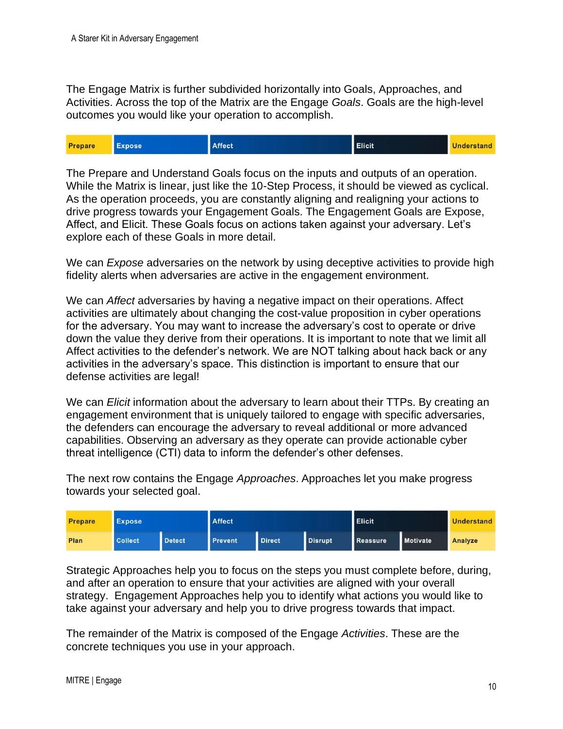The Engage Matrix is further subdivided horizontally into Goals, Approaches, and Activities. Across the top of the Matrix are the Engage *Goals*. Goals are the high-level outcomes you would like your operation to accomplish.

| Prepare | Expose | Affect | Elicit | Understand |
|---|---|---|---|---|

The Prepare and Understand Goals focus on the inputs and outputs of an operation. While the Matrix is linear, just like the 10-Step Process, it should be viewed as cyclical. As the operation proceeds, you are constantly aligning and realigning your actions to drive progress towards your Engagement Goals. The Engagement Goals are Expose, Affect, and Elicit. These Goals focus on actions taken against your adversary. Let's explore each of these Goals in more detail.

We can *Expose* adversaries on the network by using deceptive activities to provide high fidelity alerts when adversaries are active in the engagement environment.

We can *Affect* adversaries by having a negative impact on their operations. Affect activities are ultimately about changing the cost-value proposition in cyber operations for the adversary. You may want to increase the adversary's cost to operate or drive down the value they derive from their operations. It is important to note that we limit all Affect activities to the defender's network. We are NOT talking about hack back or any activities in the adversary's space. This distinction is important to ensure that our defense activities are legal!

We can *Elicit* information about the adversary to learn about their TTPs. By creating an engagement environment that is uniquely tailored to engage with specific adversaries, the defenders can encourage the adversary to reveal additional or more advanced capabilities. Observing an adversary as they operate can provide actionable cyber threat intelligence (CTI) data to inform the defender's other defenses.

The next row contains the Engage *Approaches*. Approaches let you make progress towards your selected goal.

| Prepare | Expose | | Affect | | | Elicit | | Understand |
|---|---|---|---|---|---|---|---|---|
| Plan | Collect | Detect | Prevent | Direct | Disrupt | Reassure | Motivate | Analyze |

Strategic Approaches help you to focus on the steps you must complete before, during, and after an operation to ensure that your activities are aligned with your overall strategy. Engagement Approaches help you to identify what actions you would like to take against your adversary and help you to drive progress towards that impact.

The remainder of the Matrix is composed of the Engage *Activities*. These are the concrete techniques you use in your approach.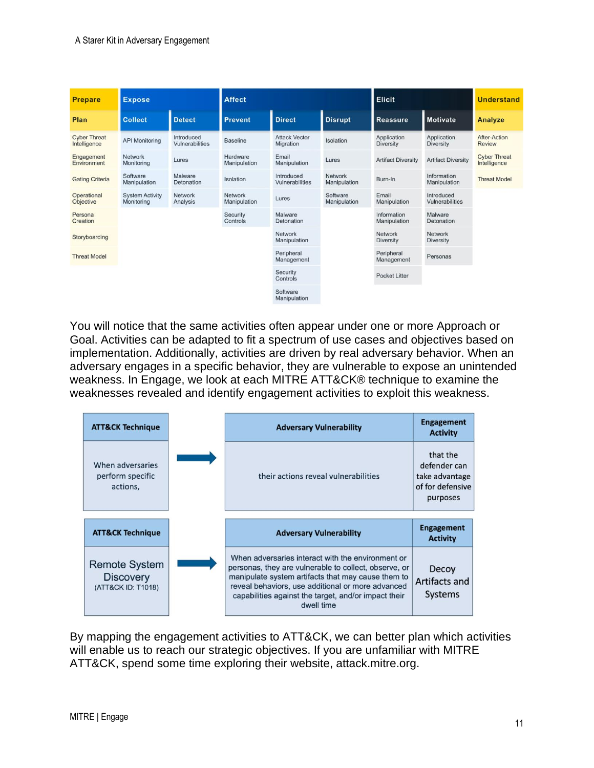| Prepare | Expose | | Affect | | | Elicit | | Understand |
|---|---|---|---|---|---|---|---|---|
| Plan | Collect | Detect | Prevent | Direct | Disrupt | Reassure | Motivate | Analyze |
| Cyber Threat Intelligence | API Monitoring | Introduced Vulnerabilities | Baseline | Attack Vector Migration | Isolation | Application Diversity | Application Diversity | After-Action Review |
| Engagement Environment | Network Monitoring | Lures | Hardware Manipulation | Email Manipulation | Lures | Artifact Diversity | Artifact Diversity | Cyber Threat Intelligence |
| Gating Criteria | Software Manipulation | Malware Detonation | Isolation | Introduced Vulnerabilities | Network Manipulation | Burn-In | Information Manipulation | Threat Model |
| Operational Objective | System Activity Monitoring | Network Analysis | Network Manipulation | Lures | Software Manipulation | Email Manipulation | Introduced Vulnerabilities | |
| Persona Creation | | | Security Controls | Malware Detonation | | Information Manipulation | Malware Detonation | |
| Storyboarding | | | | Network Manipulation | | Network Diversity | Network Diversity | |
| Threat Model | | | | Peripheral Management | | Peripheral Management | Personas | |
| | | | | Security Controls | | Pocket Litter | | |
| | | | | Software Manipulation | | | | |

You will notice that the same activities often appear under one or more Approach or Goal. Activities can be adapted to fit a spectrum of use cases and objectives based on implementation. Additionally, activities are driven by real adversary behavior. When an adversary engages in a specific behavior, they are vulnerable to expose an unintended weakness. In Engage, we look at each MITRE ATT&CK® technique to examine the weaknesses revealed and identify engagement activities to exploit this weakness.

| ATT&CK Technique | → | Adversary Vulnerability | Engagement Activity |
|---|---|---|---|
| When adversaries perform specific actions, | → | their actions reveal vulnerabilities | that the defender can take advantage of for defensive purposes |

| ATT&CK Technique | → | Adversary Vulnerability | Engagement Activity |
|---|---|---|---|
| Remote System Discovery (ATT&CK ID: T1018) | → | When adversaries interact with the environment or personas, they are vulnerable to collect, observe, or manipulate system artifacts that may cause them to reveal behaviors, use additional or more advanced capabilities against the target, and/or impact their dwell time | Decoy Artifacts and Systems |

By mapping the engagement activities to ATT&CK, we can better plan which activities will enable us to reach our strategic objectives. If you are unfamiliar with MITRE ATT&CK, spend some time exploring their website, attack.mitre.org.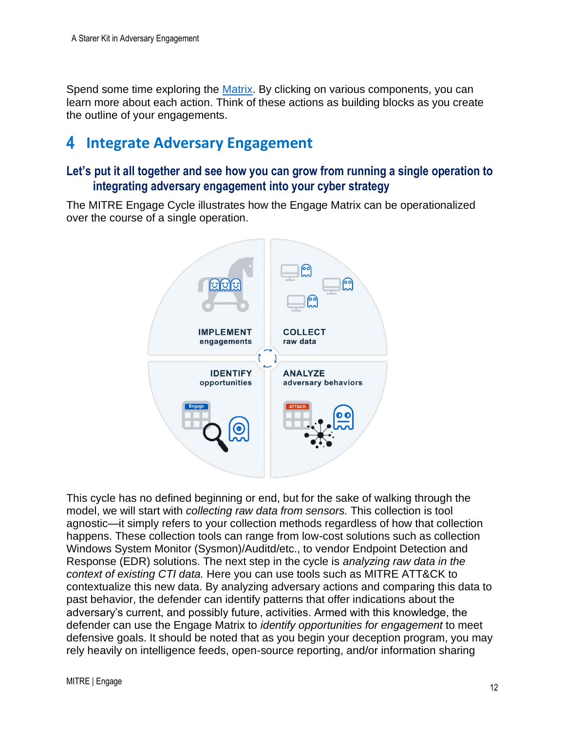Spend some time exploring the [Matrix](). By clicking on various components, you can learn more about each action. Think of these actions as building blocks as you create the outline of your engagements.

# 4 Integrate Adversary Engagement

## Let's put it all together and see how you can grow from running a single operation to integrating adversary engagement into your cyber strategy

The MITRE Engage Cycle illustrates how the Engage Matrix can be operationalized over the course of a single operation.

IMPLEMENT engagements

COLLECT raw data

IDENTIFY opportunities

ANALYZE adversary behaviors

This cycle has no defined beginning or end, but for the sake of walking through the model, we will start with *collecting raw data from sensors.* This collection is tool agnostic—it simply refers to your collection methods regardless of how that collection happens. These collection tools can range from low-cost solutions such as collection Windows System Monitor (Sysmon)/Auditd/etc., to vendor Endpoint Detection and Response (EDR) solutions. The next step in the cycle is *analyzing raw data in the context of existing CTI data.* Here you can use tools such as MITRE ATT&CK to contextualize this new data. By analyzing adversary actions and comparing this data to past behavior, the defender can identify patterns that offer indications about the adversary's current, and possibly future, activities. Armed with this knowledge, the defender can use the Engage Matrix to *identify opportunities for engagement* to meet defensive goals. It should be noted that as you begin your deception program, you may rely heavily on intelligence feeds, open-source reporting, and/or information sharing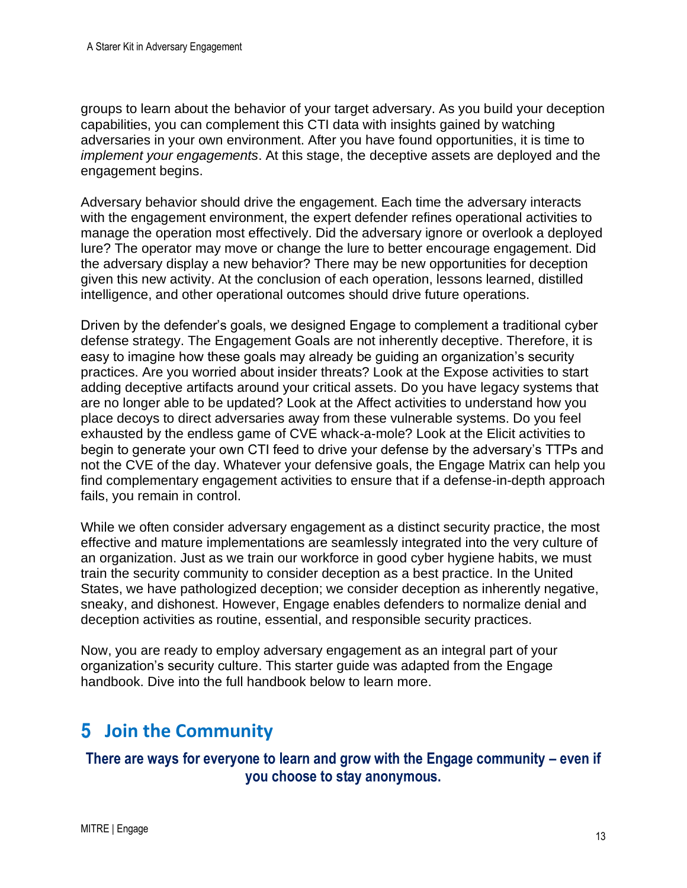groups to learn about the behavior of your target adversary. As you build your deception capabilities, you can complement this CTI data with insights gained by watching adversaries in your own environment. After you have found opportunities, it is time to *implement your engagements*. At this stage, the deceptive assets are deployed and the engagement begins.

Adversary behavior should drive the engagement. Each time the adversary interacts with the engagement environment, the expert defender refines operational activities to manage the operation most effectively. Did the adversary ignore or overlook a deployed lure? The operator may move or change the lure to better encourage engagement. Did the adversary display a new behavior? There may be new opportunities for deception given this new activity. At the conclusion of each operation, lessons learned, distilled intelligence, and other operational outcomes should drive future operations.

Driven by the defender's goals, we designed Engage to complement a traditional cyber defense strategy. The Engagement Goals are not inherently deceptive. Therefore, it is easy to imagine how these goals may already be guiding an organization's security practices. Are you worried about insider threats? Look at the Expose activities to start adding deceptive artifacts around your critical assets. Do you have legacy systems that are no longer able to be updated? Look at the Affect activities to understand how you place decoys to direct adversaries away from these vulnerable systems. Do you feel exhausted by the endless game of CVE whack-a-mole? Look at the Elicit activities to begin to generate your own CTI feed to drive your defense by the adversary's TTPs and not the CVE of the day. Whatever your defensive goals, the Engage Matrix can help you find complementary engagement activities to ensure that if a defense-in-depth approach fails, you remain in control.

While we often consider adversary engagement as a distinct security practice, the most effective and mature implementations are seamlessly integrated into the very culture of an organization. Just as we train our workforce in good cyber hygiene habits, we must train the security community to consider deception as a best practice. In the United States, we have pathologized deception; we consider deception as inherently negative, sneaky, and dishonest. However, Engage enables defenders to normalize denial and deception activities as routine, essential, and responsible security practices.

Now, you are ready to employ adversary engagement as an integral part of your organization's security culture. This starter guide was adapted from the Engage handbook. Dive into the full handbook below to learn more.

# 5 Join the Community

**There are ways for everyone to learn and grow with the Engage community – even if you choose to stay anonymous.**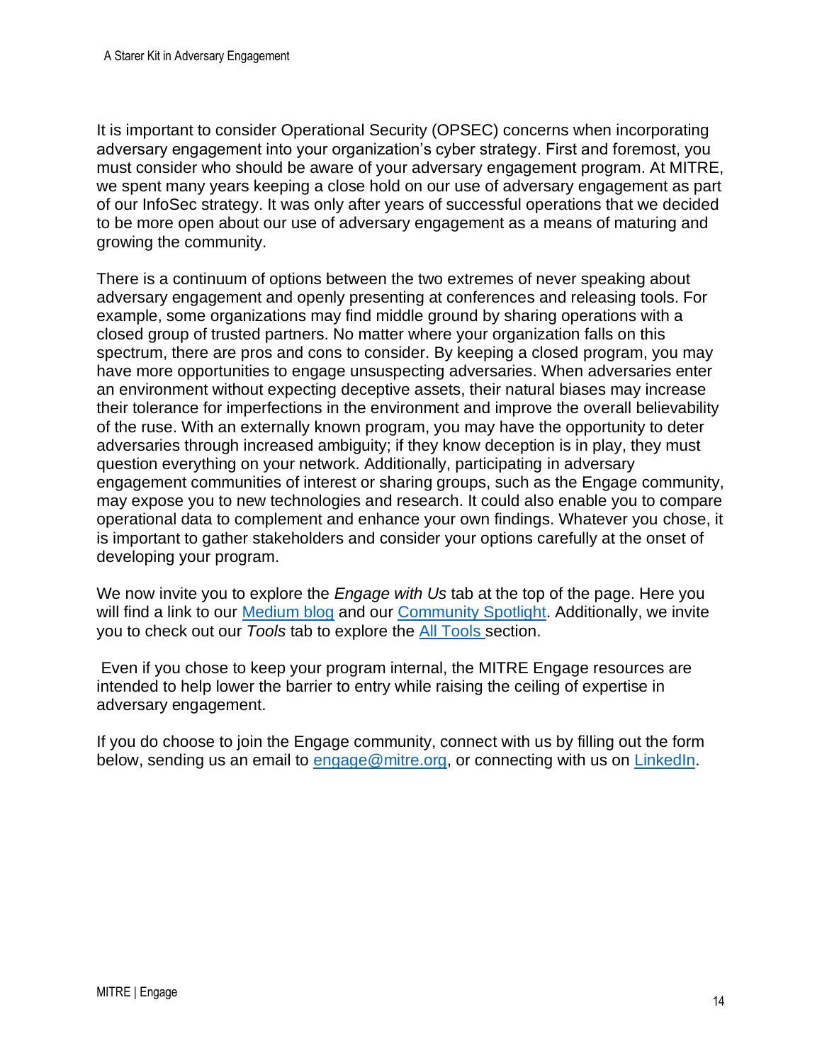It is important to consider Operational Security (OPSEC) concerns when incorporating adversary engagement into your organization's cyber strategy. First and foremost, you must consider who should be aware of your adversary engagement program. At MITRE, we spent many years keeping a close hold on our use of adversary engagement as part of our InfoSec strategy. It was only after years of successful operations that we decided to be more open about our use of adversary engagement as a means of maturing and growing the community.

There is a continuum of options between the two extremes of never speaking about adversary engagement and openly presenting at conferences and releasing tools. For example, some organizations may find middle ground by sharing operations with a closed group of trusted partners. No matter where your organization falls on this spectrum, there are pros and cons to consider. By keeping a closed program, you may have more opportunities to engage unsuspecting adversaries. When adversaries enter an environment without expecting deceptive assets, their natural biases may increase their tolerance for imperfections in the environment and improve the overall believability of the ruse. With an externally known program, you may have the opportunity to deter adversaries through increased ambiguity; if they know deception is in play, they must question everything on your network. Additionally, participating in adversary engagement communities of interest or sharing groups, such as the Engage community, may expose you to new technologies and research. It could also enable you to compare operational data to complement and enhance your own findings. Whatever you chose, it is important to gather stakeholders and consider your options carefully at the onset of developing your program.

We now invite you to explore the *Engage with Us* tab at the top of the page. Here you will find a link to our Medium blog and our Community Spotlight. Additionally, we invite you to check out our *Tools* tab to explore the All Tools section.

Even if you chose to keep your program internal, the MITRE Engage resources are intended to help lower the barrier to entry while raising the ceiling of expertise in adversary engagement.

If you do choose to join the Engage community, connect with us by filling out the form below, sending us an email to engage@mitre.org, or connecting with us on LinkedIn.